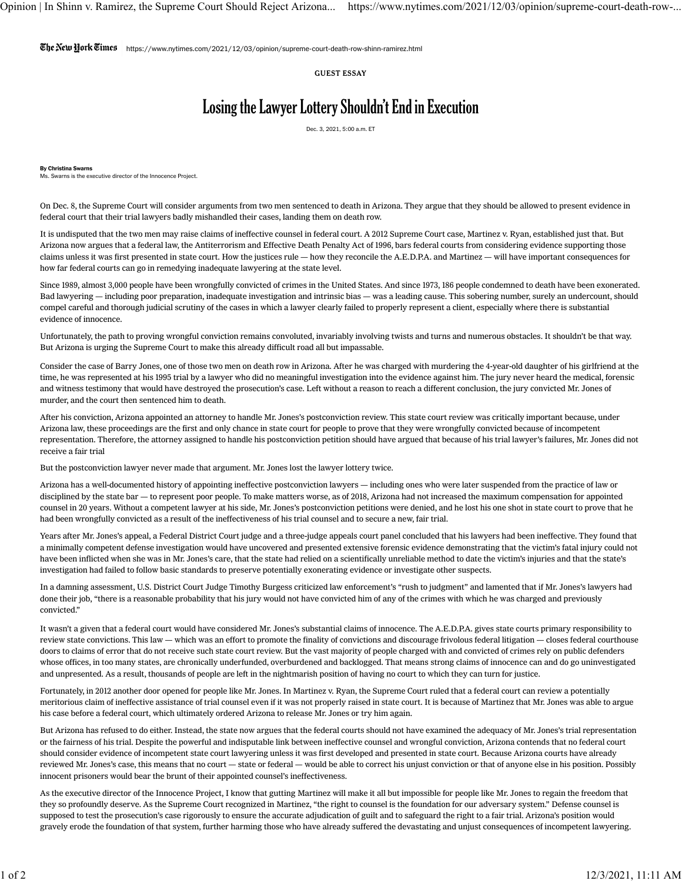The New York Times | https://www.nytimes.com/2021/12/03/opinion/supreme-court-death-row-shinn-ramirez.html

GUEST ESSAY

# Losing the Lawyer Lottery Shouldn't End in Execution

Dec. 3, 2021, 5:00 a.m. ET

**By Christina Swarns**
Ms. Swarns is the executive director of the Innocence Project.

On Dec. 8, the Supreme Court will consider arguments from two men sentenced to death in Arizona. They argue that they should be allowed to present evidence in federal court that their trial lawyers badly mishandled their cases, landing them on death row.

It is undisputed that the two men may raise claims of ineffective counsel in federal court. A 2012 Supreme Court case, Martinez v. Ryan, established just that. But Arizona now argues that a federal law, the Antiterrorism and Effective Death Penalty Act of 1996, bars federal courts from considering evidence supporting those claims unless it was first presented in state court. How the justices rule — how they reconcile the A.E.D.P.A. and Martinez — will have important consequences for how far federal courts can go in remedying inadequate lawyering at the state level.

Since 1989, almost 3,000 people have been wrongfully convicted of crimes in the United States. And since 1973, 186 people condemned to death have been exonerated. Bad lawyering — including poor preparation, inadequate investigation and intrinsic bias — was a leading cause. This sobering number, surely an undercount, should compel careful and thorough judicial scrutiny of the cases in which a lawyer clearly failed to properly represent a client, especially where there is substantial evidence of innocence.

Unfortunately, the path to proving wrongful conviction remains convoluted, invariably involving twists and turns and numerous obstacles. It shouldn't be that way. But Arizona is urging the Supreme Court to make this already difficult road all but impassable.

Consider the case of Barry Jones, one of those two men on death row in Arizona. After he was charged with murdering the 4-year-old daughter of his girlfriend at the time, he was represented at his 1995 trial by a lawyer who did no meaningful investigation into the evidence against him. The jury never heard the medical, forensic and witness testimony that would have destroyed the prosecution's case. Left without a reason to reach a different conclusion, the jury convicted Mr. Jones of murder, and the court then sentenced him to death.

After his conviction, Arizona appointed an attorney to handle Mr. Jones's postconviction review. This state court review was critically important because, under Arizona law, these proceedings are the first and only chance in state court for people to prove that they were wrongfully convicted because of incompetent representation. Therefore, the attorney assigned to handle his postconviction petition should have argued that because of his trial lawyer's failures, Mr. Jones did not receive a fair trial

But the postconviction lawyer never made that argument. Mr. Jones lost the lawyer lottery twice.

Arizona has a well-documented history of appointing ineffective postconviction lawyers — including ones who were later suspended from the practice of law or disciplined by the state bar — to represent poor people. To make matters worse, as of 2018, Arizona had not increased the maximum compensation for appointed counsel in 20 years. Without a competent lawyer at his side, Mr. Jones's postconviction petitions were denied, and he lost his one shot in state court to prove that he had been wrongfully convicted as a result of the ineffectiveness of his trial counsel and to secure a new, fair trial.

Years after Mr. Jones's appeal, a Federal District Court judge and a three-judge appeals court panel concluded that his lawyers had been ineffective. They found that a minimally competent defense investigation would have uncovered and presented extensive forensic evidence demonstrating that the victim's fatal injury could not have been inflicted when she was in Mr. Jones's care, that the state had relied on a scientifically unreliable method to date the victim's injuries and that the state's investigation had failed to follow basic standards to preserve potentially exonerating evidence or investigate other suspects.

In a damning assessment, U.S. District Court Judge Timothy Burgess criticized law enforcement's "rush to judgment" and lamented that if Mr. Jones's lawyers had done their job, "there is a reasonable probability that his jury would not have convicted him of any of the crimes with which he was charged and previously convicted."

It wasn't a given that a federal court would have considered Mr. Jones's substantial claims of innocence. The A.E.D.P.A. gives state courts primary responsibility to review state convictions. This law — which was an effort to promote the finality of convictions and discourage frivolous federal litigation — closes federal courthouse doors to claims of error that do not receive such state court review. But the vast majority of people charged with and convicted of crimes rely on public defenders whose offices, in too many states, are chronically underfunded, overburdened and backlogged. That means strong claims of innocence can and do go uninvestigated and unpresented. As a result, thousands of people are left in the nightmarish position of having no court to which they can turn for justice.

Fortunately, in 2012 another door opened for people like Mr. Jones. In Martinez v. Ryan, the Supreme Court ruled that a federal court can review a potentially meritorious claim of ineffective assistance of trial counsel even if it was not properly raised in state court. It is because of Martinez that Mr. Jones was able to argue his case before a federal court, which ultimately ordered Arizona to release Mr. Jones or try him again.

But Arizona has refused to do either. Instead, the state now argues that the federal courts should not have examined the adequacy of Mr. Jones's trial representation or the fairness of his trial. Despite the powerful and indisputable link between ineffective counsel and wrongful conviction, Arizona contends that no federal court should consider evidence of incompetent state court lawyering unless it was first developed and presented in state court. Because Arizona courts have already reviewed Mr. Jones's case, this means that no court — state or federal — would be able to correct his unjust conviction or that of anyone else in his position. Possibly innocent prisoners would bear the brunt of their appointed counsel's ineffectiveness.

As the executive director of the Innocence Project, I know that gutting Martinez will make it all but impossible for people like Mr. Jones to regain the freedom that they so profoundly deserve. As the Supreme Court recognized in Martinez, "the right to counsel is the foundation for our adversary system." Defense counsel is supposed to test the prosecution's case rigorously to ensure the accurate adjudication of guilt and to safeguard the right to a fair trial. Arizona's position would gravely erode the foundation of that system, further harming those who have already suffered the devastating and unjust consequences of incompetent lawyering.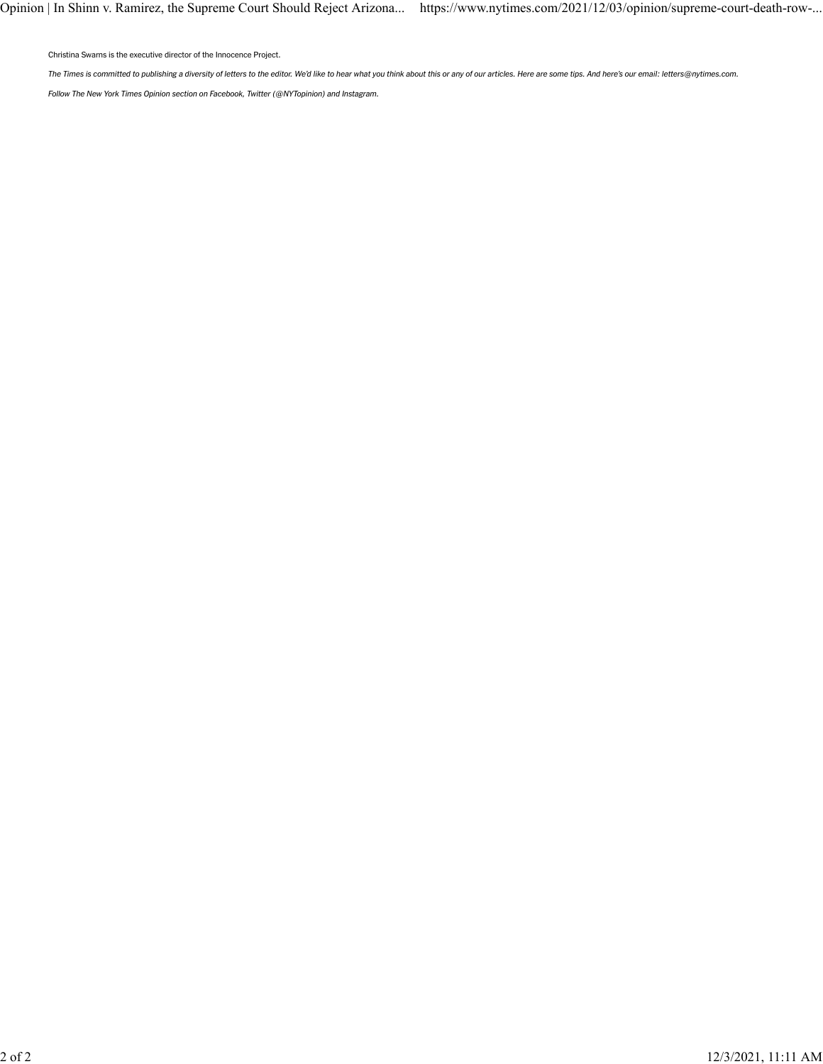Christina Swarns is the executive director of the Innocence Project.

*The Times is committed to publishing a diversity of letters to the editor. We'd like to hear what you think about this or any of our articles. Here are some tips. And here's our email: letters@nytimes.com.*

*Follow The New York Times Opinion section on Facebook, Twitter (@NYTopinion) and Instagram.*